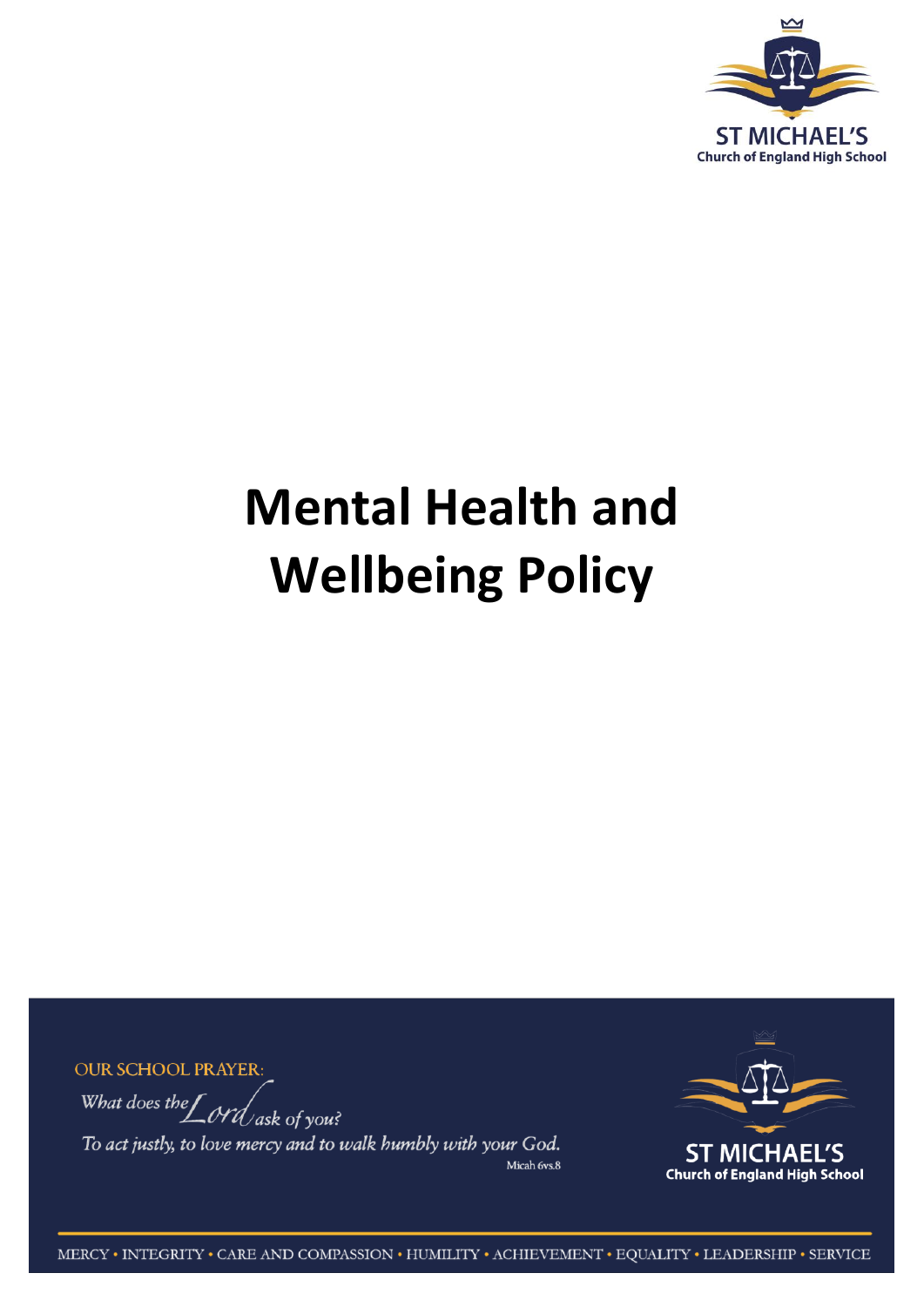ST MICHAEL'S
Church of England High School

# Mental Health and Wellbeing Policy

OUR SCHOOL PRAYER:

*What does the Lord ask of you?*

*To act justly, to love mercy and to walk humbly with your God.*

Micah 6vs.8

ST MICHAEL'S
Church of England High School

MERCY • INTEGRITY • CARE AND COMPASSION • HUMILITY • ACHIEVEMENT • EQUALITY • LEADERSHIP • SERVICE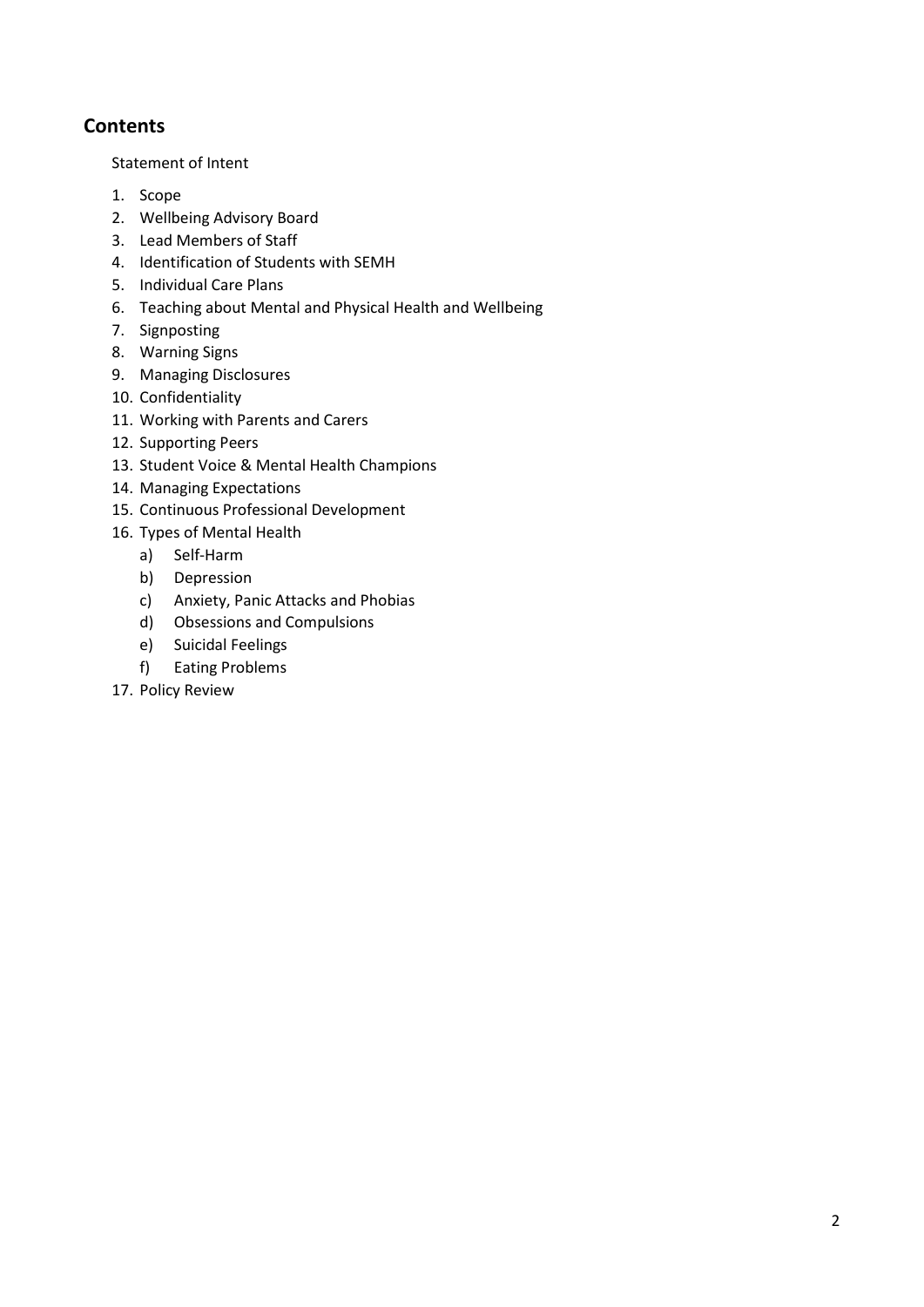## Contents

Statement of Intent

1. Scope
2. Wellbeing Advisory Board
3. Lead Members of Staff
4. Identification of Students with SEMH
5. Individual Care Plans
6. Teaching about Mental and Physical Health and Wellbeing
7. Signposting
8. Warning Signs
9. Managing Disclosures
10. Confidentiality
11. Working with Parents and Carers
12. Supporting Peers
13. Student Voice & Mental Health Champions
14. Managing Expectations
15. Continuous Professional Development
16. Types of Mental Health
    a) Self-Harm
    b) Depression
    c) Anxiety, Panic Attacks and Phobias
    d) Obsessions and Compulsions
    e) Suicidal Feelings
    f) Eating Problems
17. Policy Review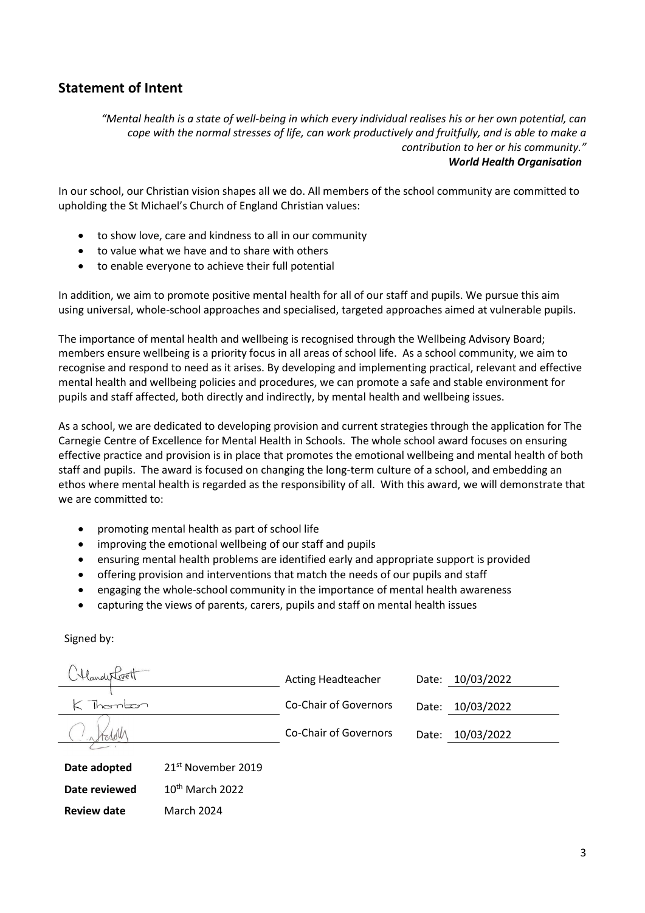## Statement of Intent

*"Mental health is a state of well-being in which every individual realises his or her own potential, can cope with the normal stresses of life, can work productively and fruitfully, and is able to make a contribution to her or his community."*
***World Health Organisation***

In our school, our Christian vision shapes all we do. All members of the school community are committed to upholding the St Michael's Church of England Christian values:

- to show love, care and kindness to all in our community
- to value what we have and to share with others
- to enable everyone to achieve their full potential

In addition, we aim to promote positive mental health for all of our staff and pupils. We pursue this aim using universal, whole-school approaches and specialised, targeted approaches aimed at vulnerable pupils.

The importance of mental health and wellbeing is recognised through the Wellbeing Advisory Board; members ensure wellbeing is a priority focus in all areas of school life. As a school community, we aim to recognise and respond to need as it arises. By developing and implementing practical, relevant and effective mental health and wellbeing policies and procedures, we can promote a safe and stable environment for pupils and staff affected, both directly and indirectly, by mental health and wellbeing issues.

As a school, we are dedicated to developing provision and current strategies through the application for The Carnegie Centre of Excellence for Mental Health in Schools. The whole school award focuses on ensuring effective practice and provision is in place that promotes the emotional wellbeing and mental health of both staff and pupils. The award is focused on changing the long-term culture of a school, and embedding an ethos where mental health is regarded as the responsibility of all. With this award, we will demonstrate that we are committed to:

- promoting mental health as part of school life
- improving the emotional wellbeing of our staff and pupils
- ensuring mental health problems are identified early and appropriate support is provided
- offering provision and interventions that match the needs of our pupils and staff
- engaging the whole-school community in the importance of mental health awareness
- capturing the views of parents, carers, pupils and staff on mental health issues

Signed by:

| | | |
|---|---|---|
| C Handyside-Lovett | Acting Headteacher | Date: 10/03/2022 |
| K Thornton | Co-Chair of Governors | Date: 10/03/2022 |
| C Kelly | Co-Chair of Governors | Date: 10/03/2022 |

| | |
|---|---|
| **Date adopted** | 21st November 2019 |
| **Date reviewed** | 10th March 2022 |
| **Review date** | March 2024 |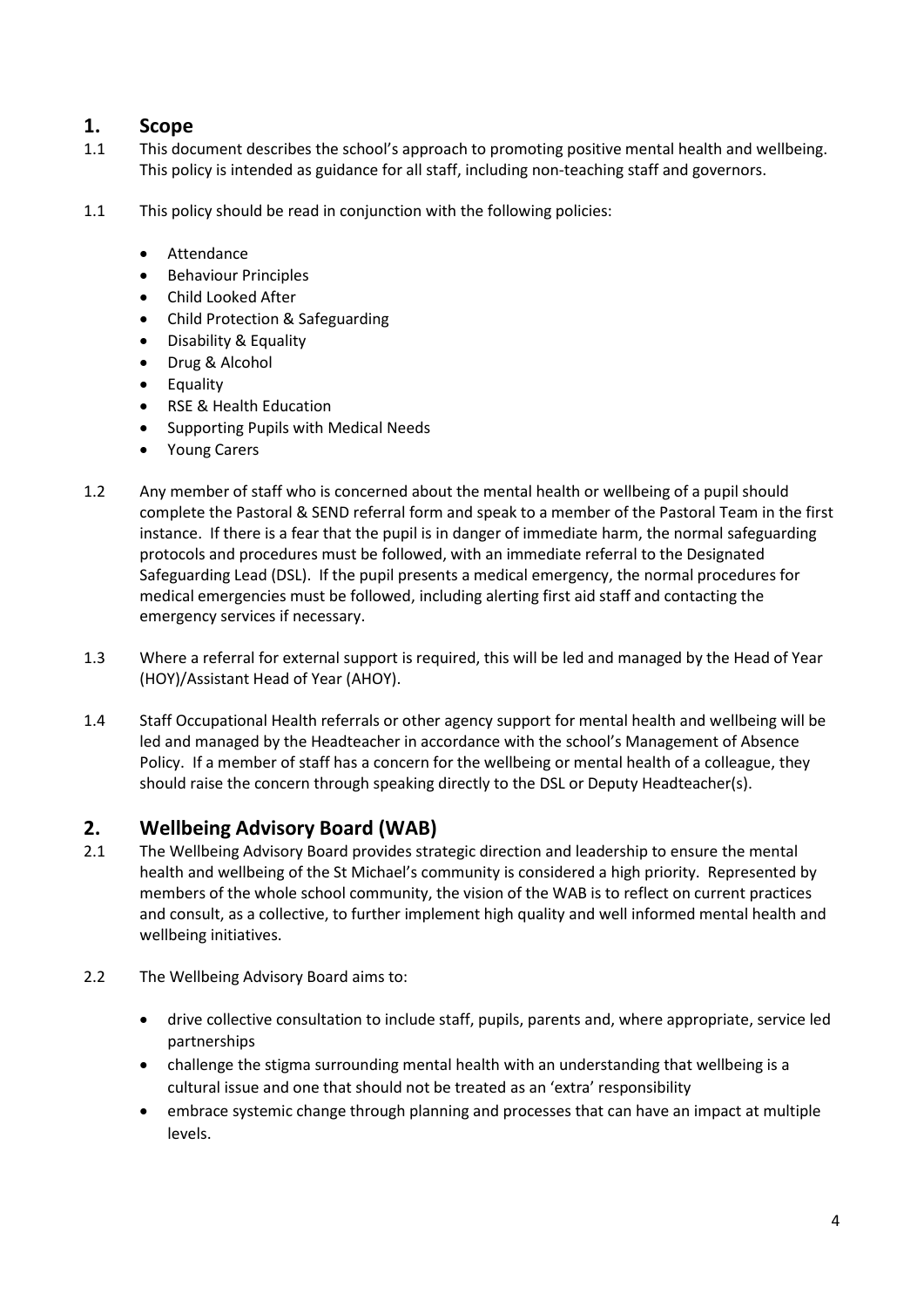## 1. Scope

1.1 This document describes the school's approach to promoting positive mental health and wellbeing. This policy is intended as guidance for all staff, including non-teaching staff and governors.

1.1 This policy should be read in conjunction with the following policies:

- Attendance
- Behaviour Principles
- Child Looked After
- Child Protection & Safeguarding
- Disability & Equality
- Drug & Alcohol
- Equality
- RSE & Health Education
- Supporting Pupils with Medical Needs
- Young Carers

1.2 Any member of staff who is concerned about the mental health or wellbeing of a pupil should complete the Pastoral & SEND referral form and speak to a member of the Pastoral Team in the first instance. If there is a fear that the pupil is in danger of immediate harm, the normal safeguarding protocols and procedures must be followed, with an immediate referral to the Designated Safeguarding Lead (DSL). If the pupil presents a medical emergency, the normal procedures for medical emergencies must be followed, including alerting first aid staff and contacting the emergency services if necessary.

1.3 Where a referral for external support is required, this will be led and managed by the Head of Year (HOY)/Assistant Head of Year (AHOY).

1.4 Staff Occupational Health referrals or other agency support for mental health and wellbeing will be led and managed by the Headteacher in accordance with the school's Management of Absence Policy. If a member of staff has a concern for the wellbeing or mental health of a colleague, they should raise the concern through speaking directly to the DSL or Deputy Headteacher(s).

## 2. Wellbeing Advisory Board (WAB)

2.1 The Wellbeing Advisory Board provides strategic direction and leadership to ensure the mental health and wellbeing of the St Michael's community is considered a high priority. Represented by members of the whole school community, the vision of the WAB is to reflect on current practices and consult, as a collective, to further implement high quality and well informed mental health and wellbeing initiatives.

2.2 The Wellbeing Advisory Board aims to:

- drive collective consultation to include staff, pupils, parents and, where appropriate, service led partnerships
- challenge the stigma surrounding mental health with an understanding that wellbeing is a cultural issue and one that should not be treated as an 'extra' responsibility
- embrace systemic change through planning and processes that can have an impact at multiple levels.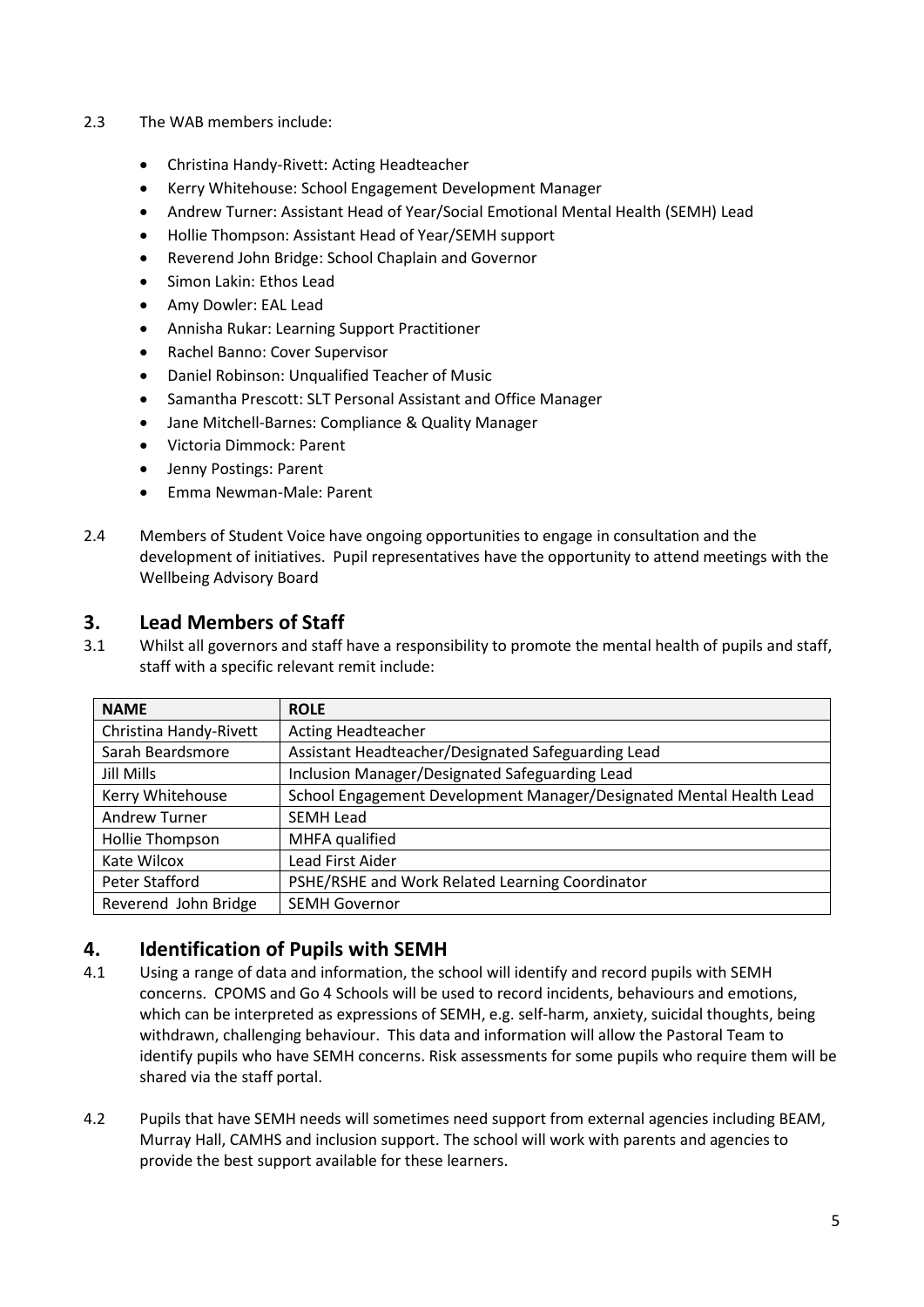2.3 The WAB members include:

- Christina Handy-Rivett: Acting Headteacher
- Kerry Whitehouse: School Engagement Development Manager
- Andrew Turner: Assistant Head of Year/Social Emotional Mental Health (SEMH) Lead
- Hollie Thompson: Assistant Head of Year/SEMH support
- Reverend John Bridge: School Chaplain and Governor
- Simon Lakin: Ethos Lead
- Amy Dowler: EAL Lead
- Annisha Rukar: Learning Support Practitioner
- Rachel Banno: Cover Supervisor
- Daniel Robinson: Unqualified Teacher of Music
- Samantha Prescott: SLT Personal Assistant and Office Manager
- Jane Mitchell-Barnes: Compliance & Quality Manager
- Victoria Dimmock: Parent
- Jenny Postings: Parent
- Emma Newman-Male: Parent

2.4 Members of Student Voice have ongoing opportunities to engage in consultation and the development of initiatives. Pupil representatives have the opportunity to attend meetings with the Wellbeing Advisory Board

## 3. Lead Members of Staff

3.1 Whilst all governors and staff have a responsibility to promote the mental health of pupils and staff, staff with a specific relevant remit include:

| NAME | ROLE |
|---|---|
| Christina Handy-Rivett | Acting Headteacher |
| Sarah Beardsmore | Assistant Headteacher/Designated Safeguarding Lead |
| Jill Mills | Inclusion Manager/Designated Safeguarding Lead |
| Kerry Whitehouse | School Engagement Development Manager/Designated Mental Health Lead |
| Andrew Turner | SEMH Lead |
| Hollie Thompson | MHFA qualified |
| Kate Wilcox | Lead First Aider |
| Peter Stafford | PSHE/RSHE and Work Related Learning Coordinator |
| Reverend John Bridge | SEMH Governor |

## 4. Identification of Pupils with SEMH

4.1 Using a range of data and information, the school will identify and record pupils with SEMH concerns. CPOMS and Go 4 Schools will be used to record incidents, behaviours and emotions, which can be interpreted as expressions of SEMH, e.g. self-harm, anxiety, suicidal thoughts, being withdrawn, challenging behaviour. This data and information will allow the Pastoral Team to identify pupils who have SEMH concerns. Risk assessments for some pupils who require them will be shared via the staff portal.

4.2 Pupils that have SEMH needs will sometimes need support from external agencies including BEAM, Murray Hall, CAMHS and inclusion support. The school will work with parents and agencies to provide the best support available for these learners.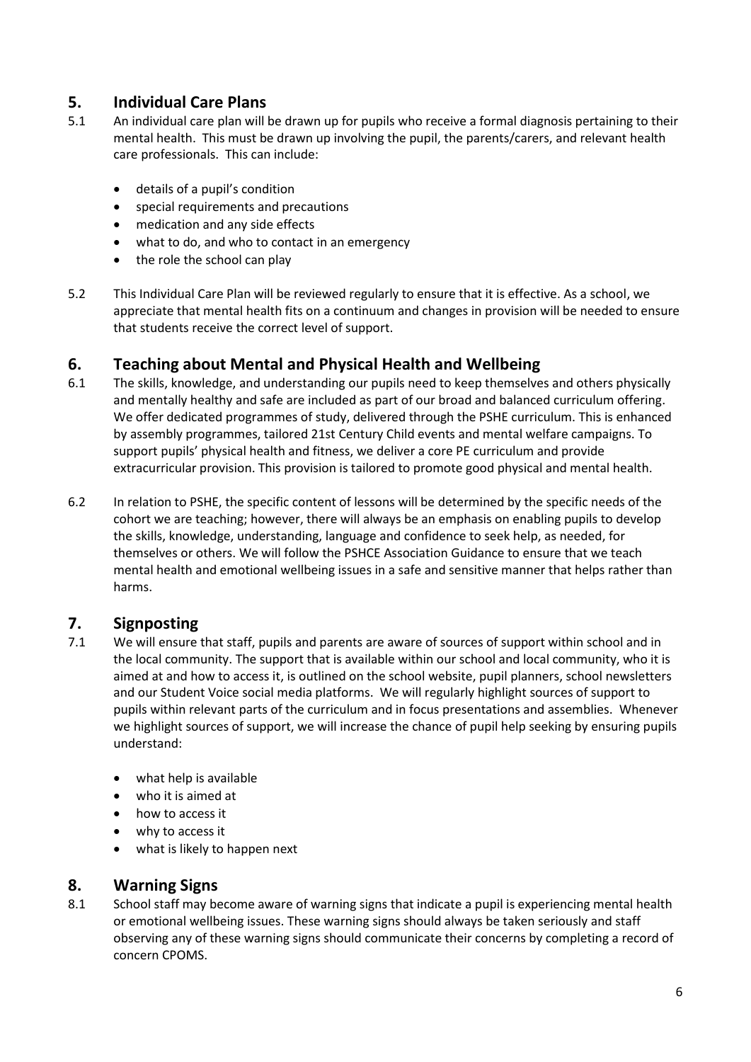## 5. Individual Care Plans

5.1 An individual care plan will be drawn up for pupils who receive a formal diagnosis pertaining to their mental health. This must be drawn up involving the pupil, the parents/carers, and relevant health care professionals. This can include:

- details of a pupil's condition
- special requirements and precautions
- medication and any side effects
- what to do, and who to contact in an emergency
- the role the school can play

5.2 This Individual Care Plan will be reviewed regularly to ensure that it is effective. As a school, we appreciate that mental health fits on a continuum and changes in provision will be needed to ensure that students receive the correct level of support.

## 6. Teaching about Mental and Physical Health and Wellbeing

6.1 The skills, knowledge, and understanding our pupils need to keep themselves and others physically and mentally healthy and safe are included as part of our broad and balanced curriculum offering. We offer dedicated programmes of study, delivered through the PSHE curriculum. This is enhanced by assembly programmes, tailored 21st Century Child events and mental welfare campaigns. To support pupils' physical health and fitness, we deliver a core PE curriculum and provide extracurricular provision. This provision is tailored to promote good physical and mental health.

6.2 In relation to PSHE, the specific content of lessons will be determined by the specific needs of the cohort we are teaching; however, there will always be an emphasis on enabling pupils to develop the skills, knowledge, understanding, language and confidence to seek help, as needed, for themselves or others. We will follow the PSHCE Association Guidance to ensure that we teach mental health and emotional wellbeing issues in a safe and sensitive manner that helps rather than harms.

## 7. Signposting

7.1 We will ensure that staff, pupils and parents are aware of sources of support within school and in the local community. The support that is available within our school and local community, who it is aimed at and how to access it, is outlined on the school website, pupil planners, school newsletters and our Student Voice social media platforms. We will regularly highlight sources of support to pupils within relevant parts of the curriculum and in focus presentations and assemblies. Whenever we highlight sources of support, we will increase the chance of pupil help seeking by ensuring pupils understand:

- what help is available
- who it is aimed at
- how to access it
- why to access it
- what is likely to happen next

## 8. Warning Signs

8.1 School staff may become aware of warning signs that indicate a pupil is experiencing mental health or emotional wellbeing issues. These warning signs should always be taken seriously and staff observing any of these warning signs should communicate their concerns by completing a record of concern CPOMS.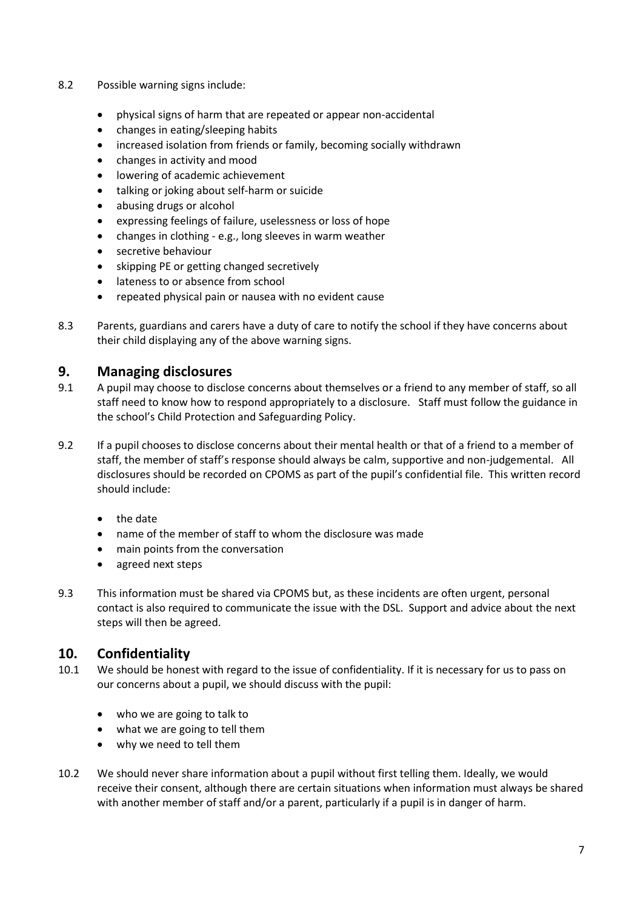8.2 Possible warning signs include:

- physical signs of harm that are repeated or appear non-accidental
- changes in eating/sleeping habits
- increased isolation from friends or family, becoming socially withdrawn
- changes in activity and mood
- lowering of academic achievement
- talking or joking about self-harm or suicide
- abusing drugs or alcohol
- expressing feelings of failure, uselessness or loss of hope
- changes in clothing - e.g., long sleeves in warm weather
- secretive behaviour
- skipping PE or getting changed secretively
- lateness to or absence from school
- repeated physical pain or nausea with no evident cause

8.3 Parents, guardians and carers have a duty of care to notify the school if they have concerns about their child displaying any of the above warning signs.

## 9. Managing disclosures

9.1 A pupil may choose to disclose concerns about themselves or a friend to any member of staff, so all staff need to know how to respond appropriately to a disclosure. Staff must follow the guidance in the school's Child Protection and Safeguarding Policy.

9.2 If a pupil chooses to disclose concerns about their mental health or that of a friend to a member of staff, the member of staff's response should always be calm, supportive and non-judgemental. All disclosures should be recorded on CPOMS as part of the pupil's confidential file. This written record should include:

- the date
- name of the member of staff to whom the disclosure was made
- main points from the conversation
- agreed next steps

9.3 This information must be shared via CPOMS but, as these incidents are often urgent, personal contact is also required to communicate the issue with the DSL. Support and advice about the next steps will then be agreed.

## 10. Confidentiality

10.1 We should be honest with regard to the issue of confidentiality. If it is necessary for us to pass on our concerns about a pupil, we should discuss with the pupil:

- who we are going to talk to
- what we are going to tell them
- why we need to tell them

10.2 We should never share information about a pupil without first telling them. Ideally, we would receive their consent, although there are certain situations when information must always be shared with another member of staff and/or a parent, particularly if a pupil is in danger of harm.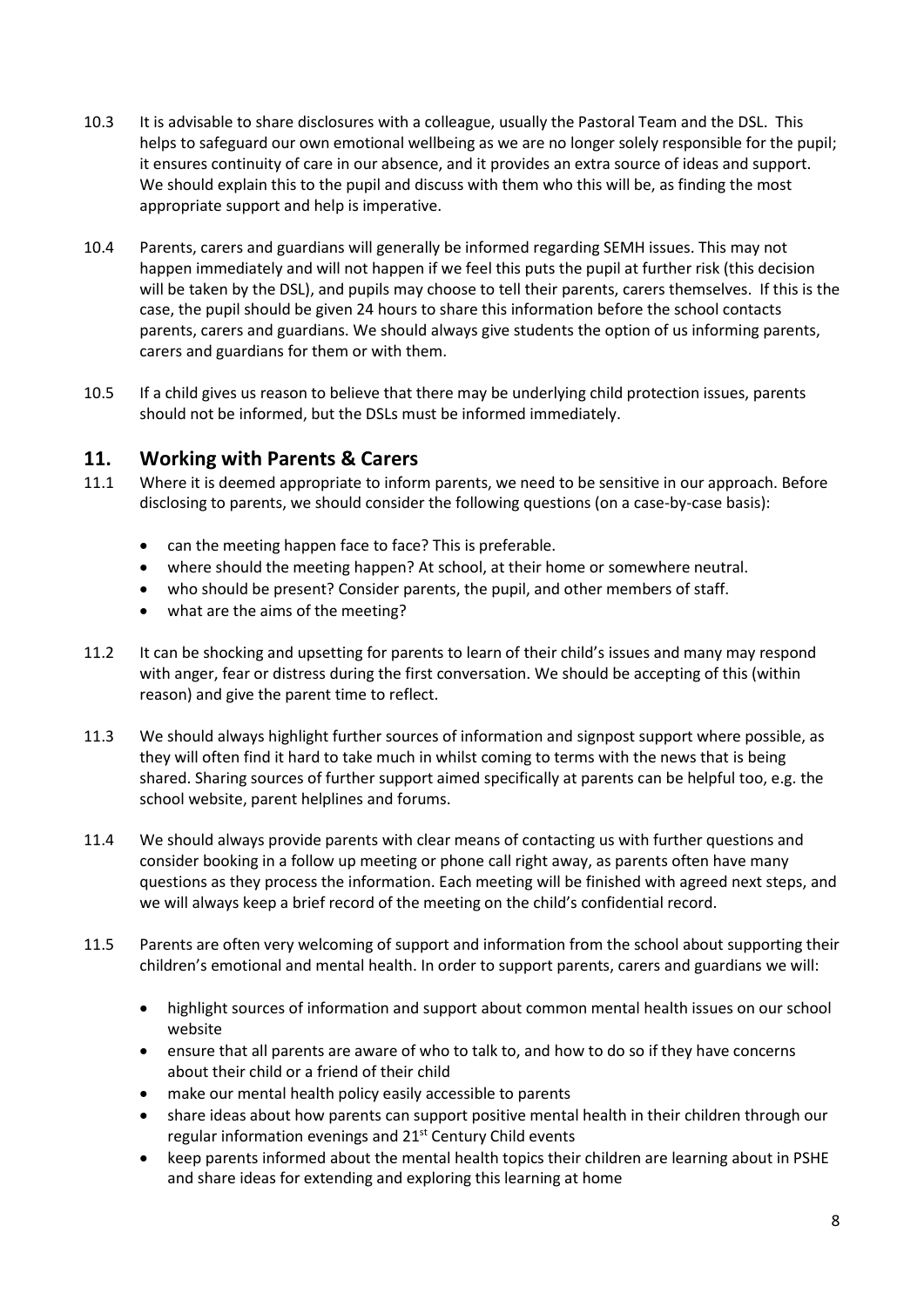10.3 It is advisable to share disclosures with a colleague, usually the Pastoral Team and the DSL. This helps to safeguard our own emotional wellbeing as we are no longer solely responsible for the pupil; it ensures continuity of care in our absence, and it provides an extra source of ideas and support. We should explain this to the pupil and discuss with them who this will be, as finding the most appropriate support and help is imperative.

10.4 Parents, carers and guardians will generally be informed regarding SEMH issues. This may not happen immediately and will not happen if we feel this puts the pupil at further risk (this decision will be taken by the DSL), and pupils may choose to tell their parents, carers themselves. If this is the case, the pupil should be given 24 hours to share this information before the school contacts parents, carers and guardians. We should always give students the option of us informing parents, carers and guardians for them or with them.

10.5 If a child gives us reason to believe that there may be underlying child protection issues, parents should not be informed, but the DSLs must be informed immediately.

## 11. Working with Parents & Carers

11.1 Where it is deemed appropriate to inform parents, we need to be sensitive in our approach. Before disclosing to parents, we should consider the following questions (on a case-by-case basis):

- can the meeting happen face to face? This is preferable.
- where should the meeting happen? At school, at their home or somewhere neutral.
- who should be present? Consider parents, the pupil, and other members of staff.
- what are the aims of the meeting?

11.2 It can be shocking and upsetting for parents to learn of their child's issues and many may respond with anger, fear or distress during the first conversation. We should be accepting of this (within reason) and give the parent time to reflect.

11.3 We should always highlight further sources of information and signpost support where possible, as they will often find it hard to take much in whilst coming to terms with the news that is being shared. Sharing sources of further support aimed specifically at parents can be helpful too, e.g. the school website, parent helplines and forums.

11.4 We should always provide parents with clear means of contacting us with further questions and consider booking in a follow up meeting or phone call right away, as parents often have many questions as they process the information. Each meeting will be finished with agreed next steps, and we will always keep a brief record of the meeting on the child's confidential record.

11.5 Parents are often very welcoming of support and information from the school about supporting their children's emotional and mental health. In order to support parents, carers and guardians we will:

- highlight sources of information and support about common mental health issues on our school website
- ensure that all parents are aware of who to talk to, and how to do so if they have concerns about their child or a friend of their child
- make our mental health policy easily accessible to parents
- share ideas about how parents can support positive mental health in their children through our regular information evenings and 21st Century Child events
- keep parents informed about the mental health topics their children are learning about in PSHE and share ideas for extending and exploring this learning at home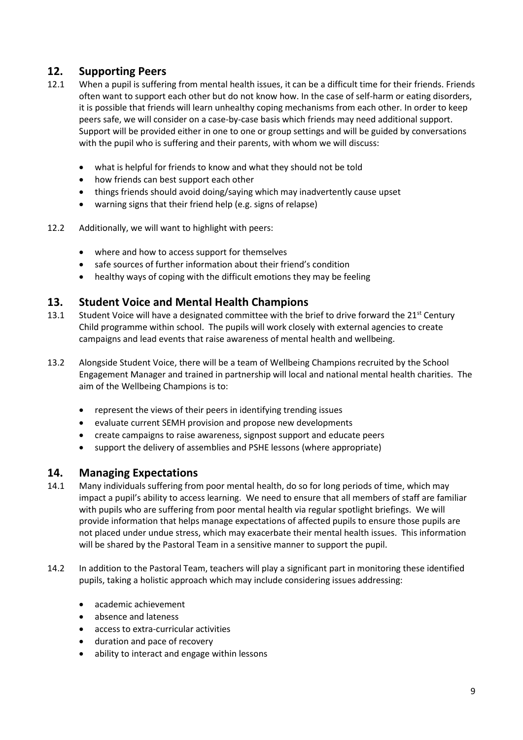## 12. Supporting Peers

12.1 When a pupil is suffering from mental health issues, it can be a difficult time for their friends. Friends often want to support each other but do not know how. In the case of self-harm or eating disorders, it is possible that friends will learn unhealthy coping mechanisms from each other. In order to keep peers safe, we will consider on a case-by-case basis which friends may need additional support. Support will be provided either in one to one or group settings and will be guided by conversations with the pupil who is suffering and their parents, with whom we will discuss:

- what is helpful for friends to know and what they should not be told
- how friends can best support each other
- things friends should avoid doing/saying which may inadvertently cause upset
- warning signs that their friend help (e.g. signs of relapse)

12.2 Additionally, we will want to highlight with peers:

- where and how to access support for themselves
- safe sources of further information about their friend's condition
- healthy ways of coping with the difficult emotions they may be feeling

## 13. Student Voice and Mental Health Champions

13.1 Student Voice will have a designated committee with the brief to drive forward the 21st Century Child programme within school. The pupils will work closely with external agencies to create campaigns and lead events that raise awareness of mental health and wellbeing.

13.2 Alongside Student Voice, there will be a team of Wellbeing Champions recruited by the School Engagement Manager and trained in partnership will local and national mental health charities. The aim of the Wellbeing Champions is to:

- represent the views of their peers in identifying trending issues
- evaluate current SEMH provision and propose new developments
- create campaigns to raise awareness, signpost support and educate peers
- support the delivery of assemblies and PSHE lessons (where appropriate)

## 14. Managing Expectations

14.1 Many individuals suffering from poor mental health, do so for long periods of time, which may impact a pupil's ability to access learning. We need to ensure that all members of staff are familiar with pupils who are suffering from poor mental health via regular spotlight briefings. We will provide information that helps manage expectations of affected pupils to ensure those pupils are not placed under undue stress, which may exacerbate their mental health issues. This information will be shared by the Pastoral Team in a sensitive manner to support the pupil.

14.2 In addition to the Pastoral Team, teachers will play a significant part in monitoring these identified pupils, taking a holistic approach which may include considering issues addressing:

- academic achievement
- absence and lateness
- access to extra-curricular activities
- duration and pace of recovery
- ability to interact and engage within lessons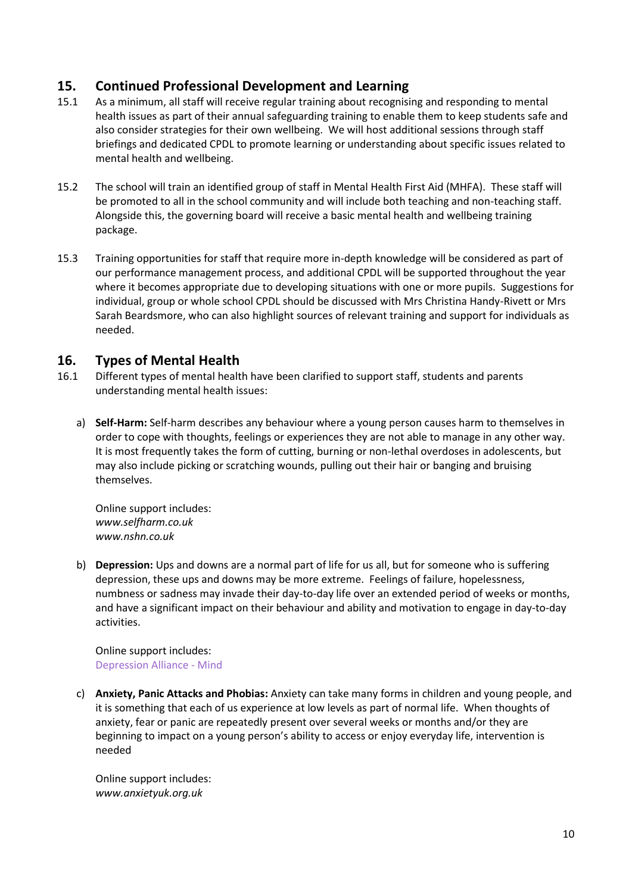## 15. Continued Professional Development and Learning

15.1 As a minimum, all staff will receive regular training about recognising and responding to mental health issues as part of their annual safeguarding training to enable them to keep students safe and also consider strategies for their own wellbeing. We will host additional sessions through staff briefings and dedicated CPDL to promote learning or understanding about specific issues related to mental health and wellbeing.

15.2 The school will train an identified group of staff in Mental Health First Aid (MHFA). These staff will be promoted to all in the school community and will include both teaching and non-teaching staff. Alongside this, the governing board will receive a basic mental health and wellbeing training package.

15.3 Training opportunities for staff that require more in-depth knowledge will be considered as part of our performance management process, and additional CPDL will be supported throughout the year where it becomes appropriate due to developing situations with one or more pupils. Suggestions for individual, group or whole school CPDL should be discussed with Mrs Christina Handy-Rivett or Mrs Sarah Beardsmore, who can also highlight sources of relevant training and support for individuals as needed.

## 16. Types of Mental Health

16.1 Different types of mental health have been clarified to support staff, students and parents understanding mental health issues:

a) **Self-Harm:** Self-harm describes any behaviour where a young person causes harm to themselves in order to cope with thoughts, feelings or experiences they are not able to manage in any other way. It is most frequently takes the form of cutting, burning or non-lethal overdoses in adolescents, but may also include picking or scratching wounds, pulling out their hair or banging and bruising themselves.

   Online support includes:
   *www.selfharm.co.uk*
   *www.nshn.co.uk*

b) **Depression:** Ups and downs are a normal part of life for us all, but for someone who is suffering depression, these ups and downs may be more extreme. Feelings of failure, hopelessness, numbness or sadness may invade their day-to-day life over an extended period of weeks or months, and have a significant impact on their behaviour and ability and motivation to engage in day-to-day activities.

   Online support includes:
   Depression Alliance - Mind

c) **Anxiety, Panic Attacks and Phobias:** Anxiety can take many forms in children and young people, and it is something that each of us experience at low levels as part of normal life. When thoughts of anxiety, fear or panic are repeatedly present over several weeks or months and/or they are beginning to impact on a young person's ability to access or enjoy everyday life, intervention is needed

   Online support includes:
   *www.anxietyuk.org.uk*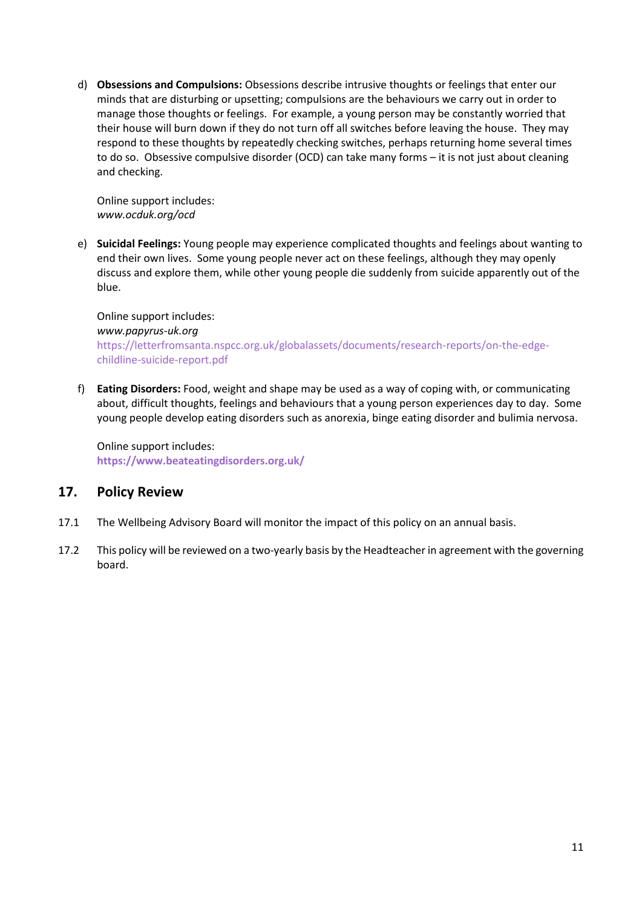d) **Obsessions and Compulsions:** Obsessions describe intrusive thoughts or feelings that enter our minds that are disturbing or upsetting; compulsions are the behaviours we carry out in order to manage those thoughts or feelings. For example, a young person may be constantly worried that their house will burn down if they do not turn off all switches before leaving the house. They may respond to these thoughts by repeatedly checking switches, perhaps returning home several times to do so. Obsessive compulsive disorder (OCD) can take many forms – it is not just about cleaning and checking.

   Online support includes:
   *www.ocduk.org/ocd*

e) **Suicidal Feelings:** Young people may experience complicated thoughts and feelings about wanting to end their own lives. Some young people never act on these feelings, although they may openly discuss and explore them, while other young people die suddenly from suicide apparently out of the blue.

   Online support includes:
   *www.papyrus-uk.org*
   https://letterfromsanta.nspcc.org.uk/globalassets/documents/research-reports/on-the-edge-childline-suicide-report.pdf

f) **Eating Disorders:** Food, weight and shape may be used as a way of coping with, or communicating about, difficult thoughts, feelings and behaviours that a young person experiences day to day. Some young people develop eating disorders such as anorexia, binge eating disorder and bulimia nervosa.

   Online support includes:
   **https://www.beateatingdisorders.org.uk/**

## 17. Policy Review

17.1 The Wellbeing Advisory Board will monitor the impact of this policy on an annual basis.

17.2 This policy will be reviewed on a two-yearly basis by the Headteacher in agreement with the governing board.